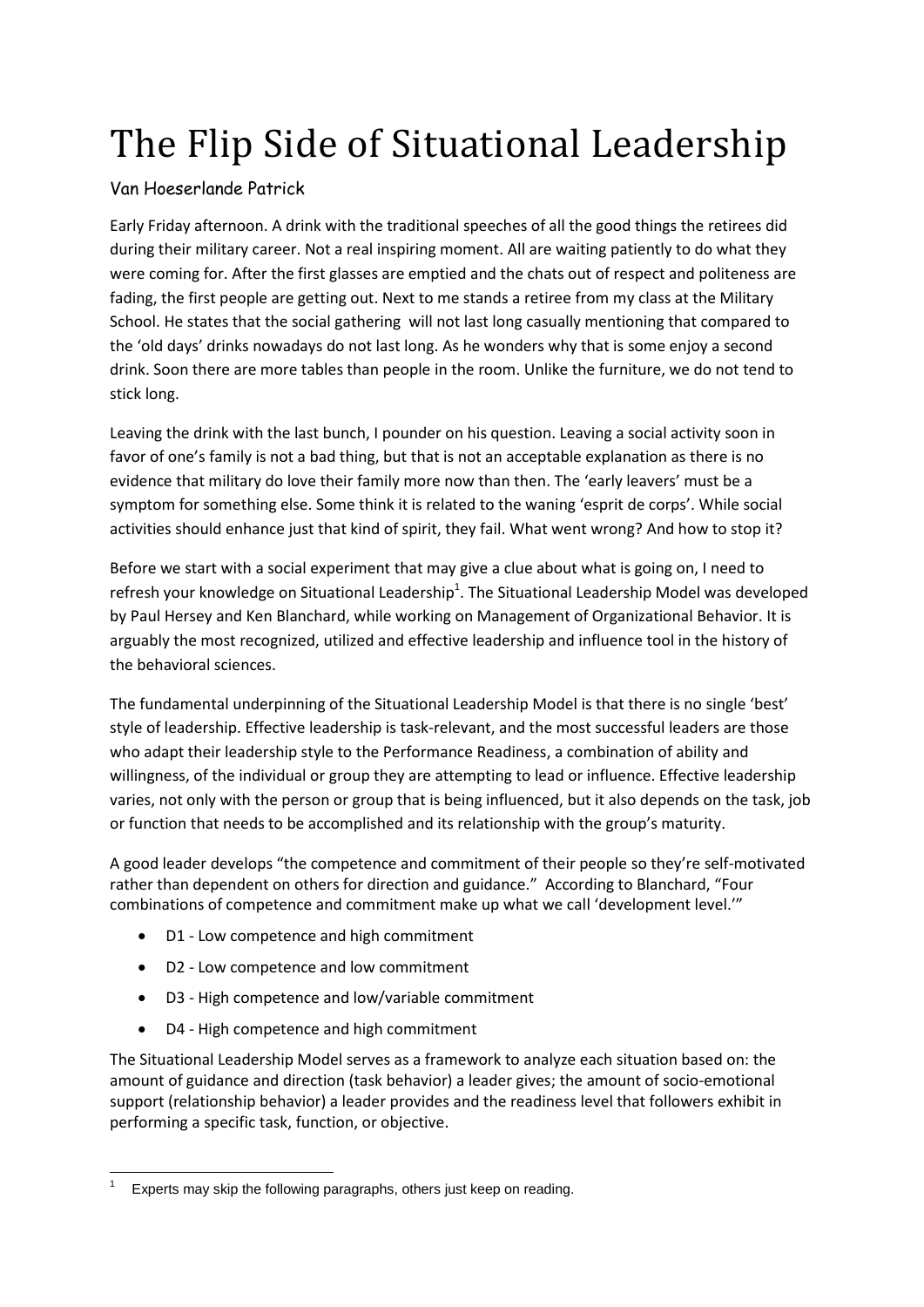# The Flip Side of Situational Leadership

Van Hoeserlande Patrick

Early Friday afternoon. A drink with the traditional speeches of all the good things the retirees did during their military career. Not a real inspiring moment. All are waiting patiently to do what they were coming for. After the first glasses are emptied and the chats out of respect and politeness are fading, the first people are getting out. Next to me stands a retiree from my class at the Military School. He states that the social gathering will not last long casually mentioning that compared to the 'old days' drinks nowadays do not last long. As he wonders why that is some enjoy a second drink. Soon there are more tables than people in the room. Unlike the furniture, we do not tend to stick long.

Leaving the drink with the last bunch, I pounder on his question. Leaving a social activity soon in favor of one's family is not a bad thing, but that is not an acceptable explanation as there is no evidence that military do love their family more now than then. The 'early leavers' must be a symptom for something else. Some think it is related to the waning 'esprit de corps'. While social activities should enhance just that kind of spirit, they fail. What went wrong? And how to stop it?

Before we start with a social experiment that may give a clue about what is going on, I need to refresh your knowledge on Situational Leadership[1]. The Situational Leadership Model was developed by Paul Hersey and Ken Blanchard, while working on Management of Organizational Behavior. It is arguably the most recognized, utilized and effective leadership and influence tool in the history of the behavioral sciences.

The fundamental underpinning of the Situational Leadership Model is that there is no single 'best' style of leadership. Effective leadership is task-relevant, and the most successful leaders are those who adapt their leadership style to the Performance Readiness, a combination of ability and willingness, of the individual or group they are attempting to lead or influence. Effective leadership varies, not only with the person or group that is being influenced, but it also depends on the task, job or function that needs to be accomplished and its relationship with the group's maturity.

A good leader develops "the competence and commitment of their people so they're self-motivated rather than dependent on others for direction and guidance." According to Blanchard, "Four combinations of competence and commitment make up what we call 'development level.'"

- D1 - Low competence and high commitment
- D2 - Low competence and low commitment
- D3 - High competence and low/variable commitment
- D4 - High competence and high commitment

The Situational Leadership Model serves as a framework to analyze each situation based on: the amount of guidance and direction (task behavior) a leader gives; the amount of socio-emotional support (relationship behavior) a leader provides and the readiness level that followers exhibit in performing a specific task, function, or objective.

[1] Experts may skip the following paragraphs, others just keep on reading.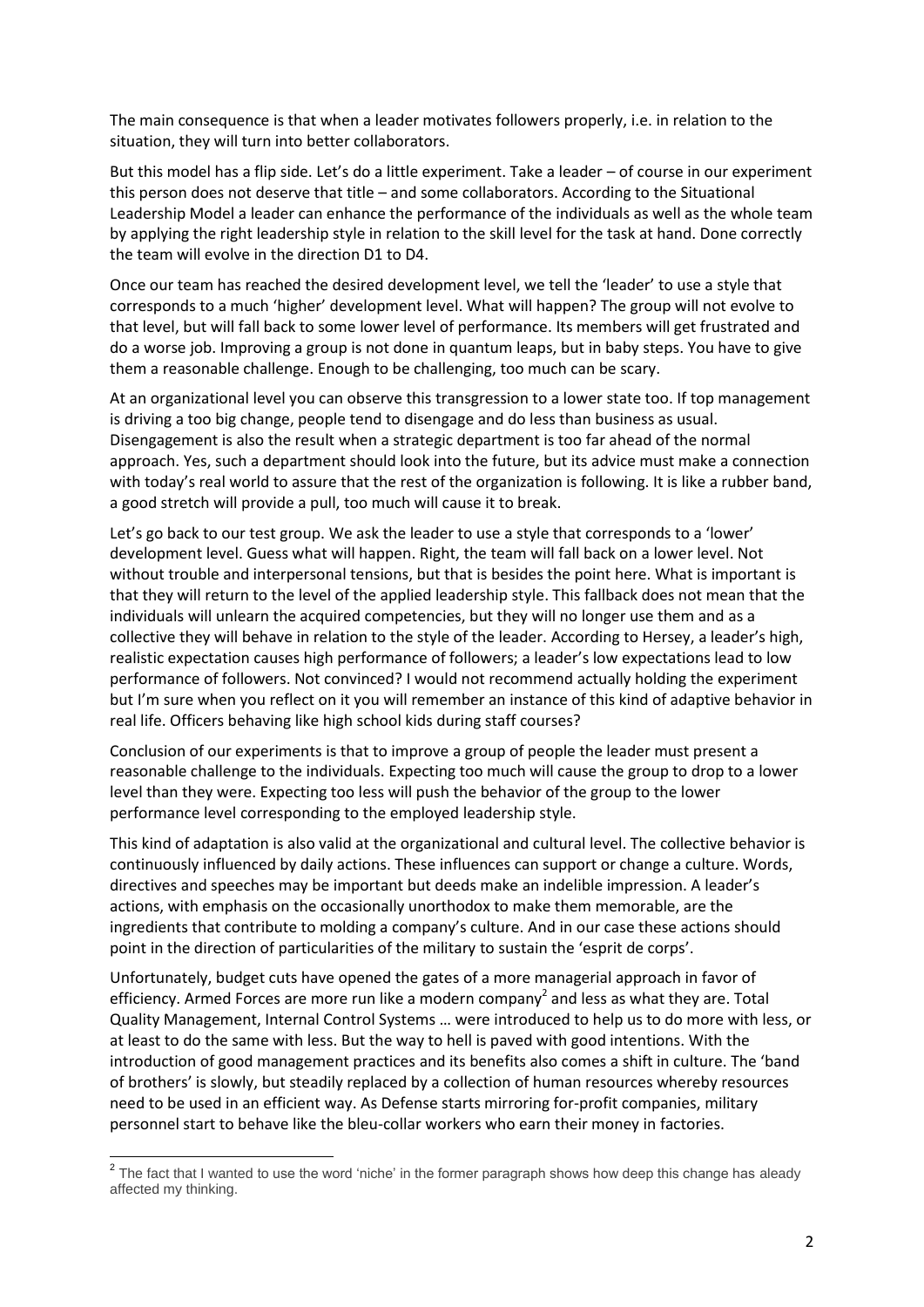The main consequence is that when a leader motivates followers properly, i.e. in relation to the situation, they will turn into better collaborators.

But this model has a flip side. Let's do a little experiment. Take a leader – of course in our experiment this person does not deserve that title – and some collaborators. According to the Situational Leadership Model a leader can enhance the performance of the individuals as well as the whole team by applying the right leadership style in relation to the skill level for the task at hand. Done correctly the team will evolve in the direction D1 to D4.

Once our team has reached the desired development level, we tell the 'leader' to use a style that corresponds to a much 'higher' development level. What will happen? The group will not evolve to that level, but will fall back to some lower level of performance. Its members will get frustrated and do a worse job. Improving a group is not done in quantum leaps, but in baby steps. You have to give them a reasonable challenge. Enough to be challenging, too much can be scary.

At an organizational level you can observe this transgression to a lower state too. If top management is driving a too big change, people tend to disengage and do less than business as usual. Disengagement is also the result when a strategic department is too far ahead of the normal approach. Yes, such a department should look into the future, but its advice must make a connection with today's real world to assure that the rest of the organization is following. It is like a rubber band, a good stretch will provide a pull, too much will cause it to break.

Let's go back to our test group. We ask the leader to use a style that corresponds to a 'lower' development level. Guess what will happen. Right, the team will fall back on a lower level. Not without trouble and interpersonal tensions, but that is besides the point here. What is important is that they will return to the level of the applied leadership style. This fallback does not mean that the individuals will unlearn the acquired competencies, but they will no longer use them and as a collective they will behave in relation to the style of the leader. According to Hersey, a leader's high, realistic expectation causes high performance of followers; a leader's low expectations lead to low performance of followers. Not convinced? I would not recommend actually holding the experiment but I'm sure when you reflect on it you will remember an instance of this kind of adaptive behavior in real life. Officers behaving like high school kids during staff courses?

Conclusion of our experiments is that to improve a group of people the leader must present a reasonable challenge to the individuals. Expecting too much will cause the group to drop to a lower level than they were. Expecting too less will push the behavior of the group to the lower performance level corresponding to the employed leadership style.

This kind of adaptation is also valid at the organizational and cultural level. The collective behavior is continuously influenced by daily actions. These influences can support or change a culture. Words, directives and speeches may be important but deeds make an indelible impression. A leader's actions, with emphasis on the occasionally unorthodox to make them memorable, are the ingredients that contribute to molding a company's culture. And in our case these actions should point in the direction of particularities of the military to sustain the 'esprit de corps'.

Unfortunately, budget cuts have opened the gates of a more managerial approach in favor of efficiency. Armed Forces are more run like a modern company[2] and less as what they are. Total Quality Management, Internal Control Systems … were introduced to help us to do more with less, or at least to do the same with less. But the way to hell is paved with good intentions. With the introduction of good management practices and its benefits also comes a shift in culture. The 'band of brothers' is slowly, but steadily replaced by a collection of human resources whereby resources need to be used in an efficient way. As Defense starts mirroring for-profit companies, military personnel start to behave like the bleu-collar workers who earn their money in factories.

[2] The fact that I wanted to use the word 'niche' in the former paragraph shows how deep this change has aleady affected my thinking.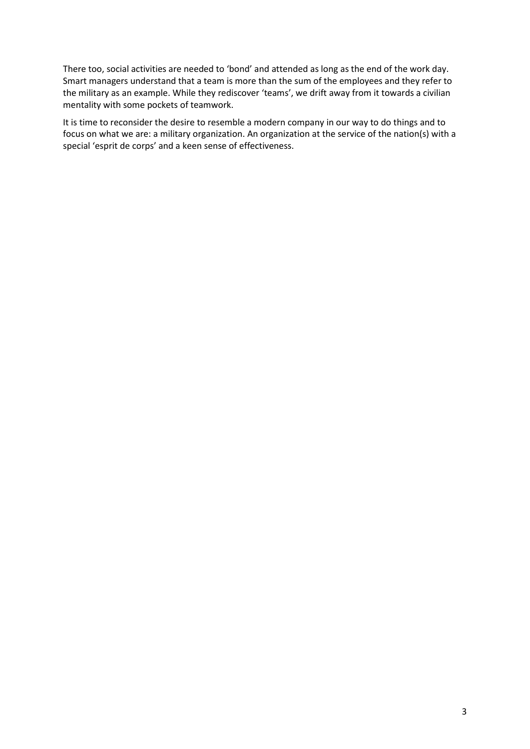There too, social activities are needed to 'bond' and attended as long as the end of the work day. Smart managers understand that a team is more than the sum of the employees and they refer to the military as an example. While they rediscover 'teams', we drift away from it towards a civilian mentality with some pockets of teamwork.

It is time to reconsider the desire to resemble a modern company in our way to do things and to focus on what we are: a military organization. An organization at the service of the nation(s) with a special 'esprit de corps' and a keen sense of effectiveness.